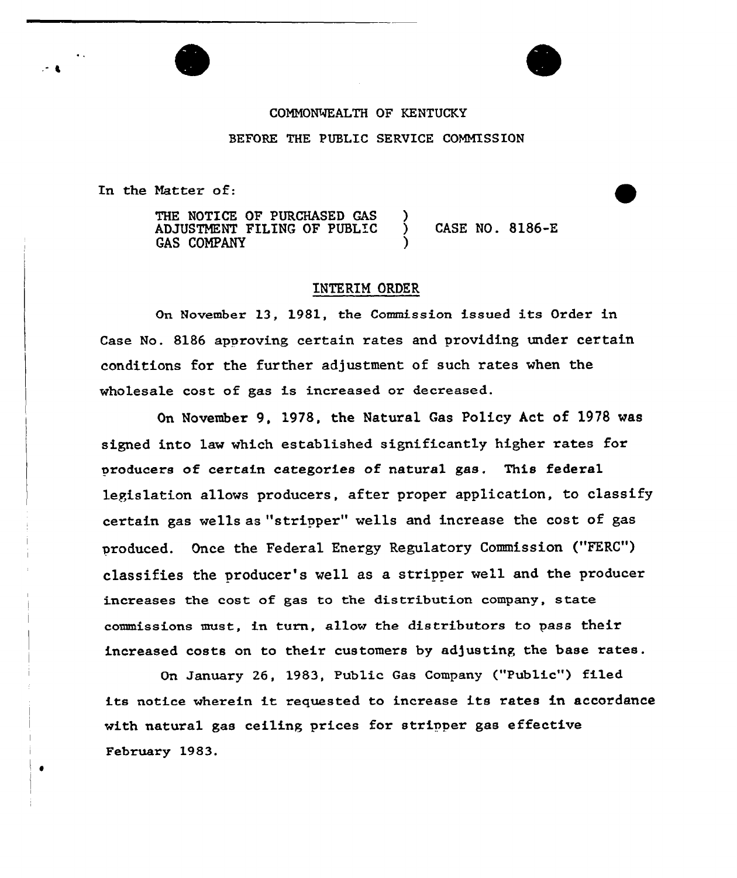COMMONWEALTH OF KENTUCKY

BEFORE THE PUBLIC SERVICE COMMISSION

In the Matter of:

THE NOTICE OF PURCHASED GAS ADJUSTMENT FILING OF PUBLIC GAS COMPANY ) CASE NO. 8186-E

## INTERIM ORDER

On November 13, 1981, the Commission issued its Order in Case No. 8186 approving certain rates and providing under certain conditions for the further adjustment of such rates when the wholesale cost of gas is increased or decreased.

On November 9, 1978, the Natural Gas Policy Act of 1978 was signed into law which established significantly higher rates for producers of certain categories of natural gas. This federal legislation allows producers, after proper application, to classify certain gas wells as "stripper" wells and increase the cost of gas produced. Once the Federal Energy Regulatory Commission ("FERC") classifies the producer's well as a stripper well and the producer increases the cost of gas to the distribution company, state commissions must, in turn, allow the distributors to pass their increased costs on to their customers by adjusting the base rates.

On January 26, 1983, Public Gas Company ("Public") filed its notice wherein it requested to increase its rates in accordance with natural gas ceiling prices for stripper gas effective February 1983.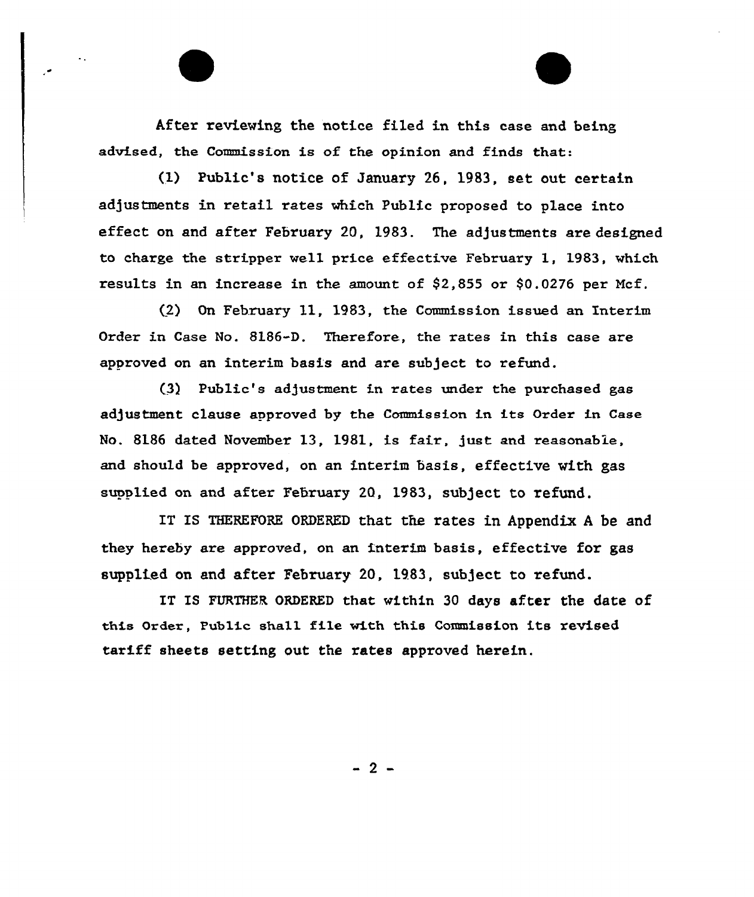After reviewing the notice filed in this case and being advised, the Commission is of the opinion and finds that:

(1) Public's notice of January 26, 1983, set out certain adjustments in retail rates which Public proposed to place into effect on and after February 20, 1983. The adjustments are designed to charge the stripper well price effective February 1, 1983, which results in an increase in the amount of $2,855 or $0.0276 per Mcf.

(2) On February 11, 1983, the Commission issued an Interim Order in Case No. 8186-D. Therefore, the rates in this case are approved on an interim basis and are subject to refund.

(3) Public's adjustment in rates under the purchased gas adjustment clause approved by the Commission in its Order in Case No. 8186 dated November 13, 1981, is fair, just and reasonable, and should be approved, on an interim basis, effective with gas supplied on and after February 20, 1983, subject to refund.

IT IS THEREFORE ORDERED that the rates in Appendix A be and they hereby are approved, on an interim basis, effective for gas supplied on and after February 20, 1983, subject to refund.

IT IS FURTHER ORDERED that within 30 days after the date of this Order, Public shall file with this Commission its revised tariff sheets setting out the rates approved herein.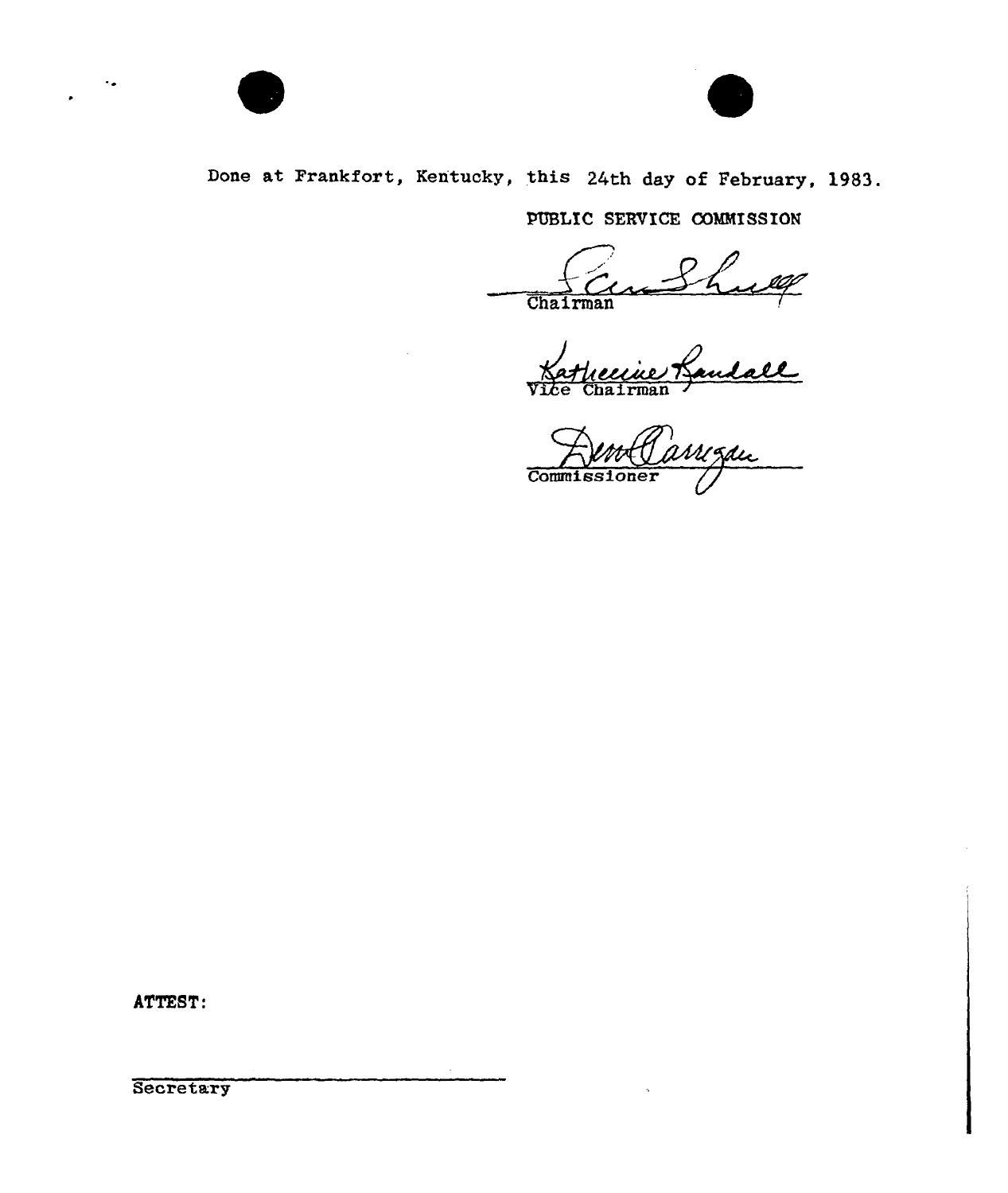Done at Frankfort, Kentucky, this 24th day of February, 1983.

PUBLIC SERVICE COMMISSION

Chairman

Vice Chairman

Commissioner

ATTEST:

Secretary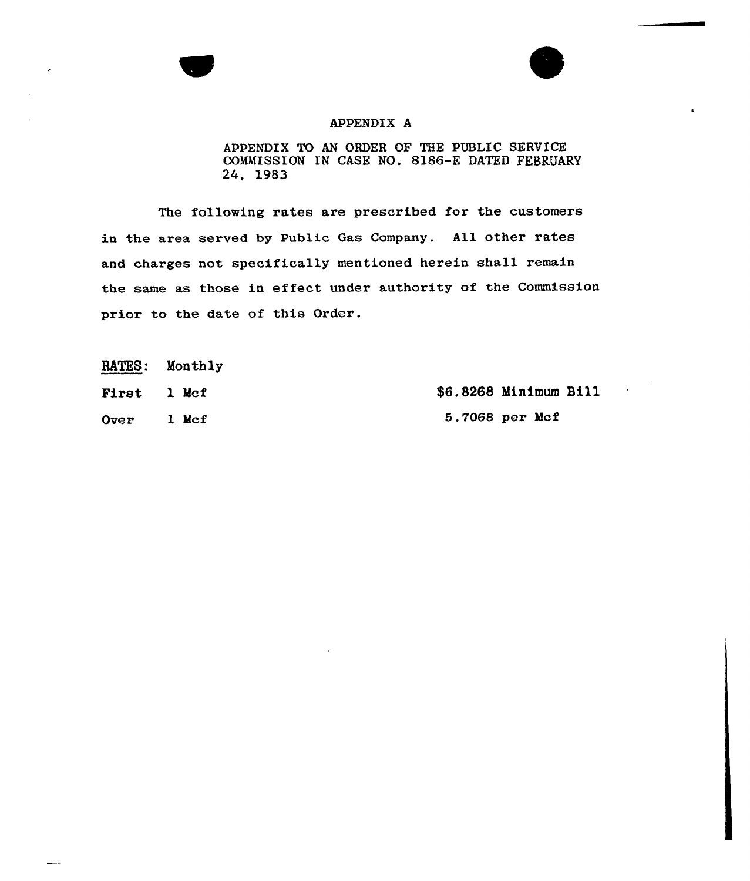# APPENDIX A

APPENDIX TO AN ORDER OF THE PUBLIC SERVICE COMMISSION IN CASE NO. 8186-E DATED FEBRUARY 24, 1983

The following rates are prescribed for the customers in the area served by Public Gas Company. All other rates and charges not specifically mentioned herein shall remain the same as those in effect under authority of the Commission prior to the date of this Order.

| RATES: Monthly | |
|---|---|
| First 1 Mcf | $6.8268 Minimum Bill |
| Over 1 Mcf | 5.7068 per Mcf |